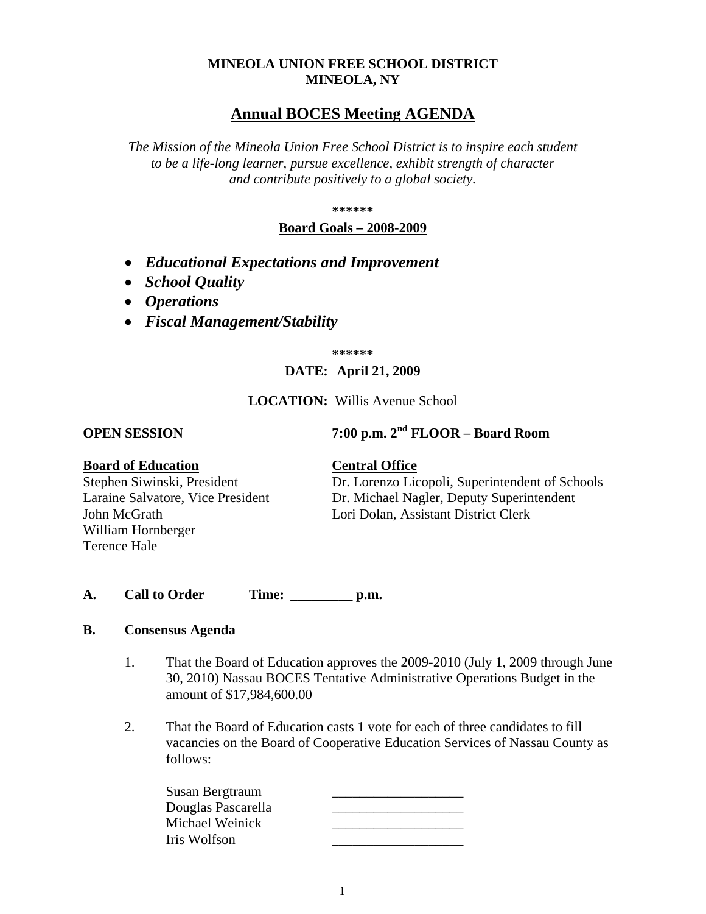**MINEOLA UNION FREE SCHOOL DISTRICT**
**MINEOLA, NY**

# Annual BOCES Meeting AGENDA

*The Mission of the Mineola Union Free School District is to inspire each student to be a life-long learner, pursue excellence, exhibit strength of character and contribute positively to a global society.*

**\*\*\*\*\*\***

**Board Goals – 2008-2009**

- ***Educational Expectations and Improvement***
- ***School Quality***
- ***Operations***
- ***Fiscal Management/Stability***

**\*\*\*\*\*\***

**DATE: April 21, 2009**

**LOCATION:** Willis Avenue School

**OPEN SESSION** **7:00 p.m. 2nd FLOOR – Board Room**

**Board of Education**
Stephen Siwinski, President
Laraine Salvatore, Vice President
John McGrath
William Hornberger
Terence Hale

**Central Office**
Dr. Lorenzo Licopoli, Superintendent of Schools
Dr. Michael Nagler, Deputy Superintendent
Lori Dolan, Assistant District Clerk

**A. Call to Order Time: _________ p.m.**

**B. Consensus Agenda**

1. That the Board of Education approves the 2009-2010 (July 1, 2009 through June 30, 2010) Nassau BOCES Tentative Administrative Operations Budget in the amount of $17,984,600.00

2. That the Board of Education casts 1 vote for each of three candidates to fill vacancies on the Board of Cooperative Education Services of Nassau County as follows:

   Susan Bergtraum ___________________
   Douglas Pascarella ___________________
   Michael Weinick ___________________
   Iris Wolfson ___________________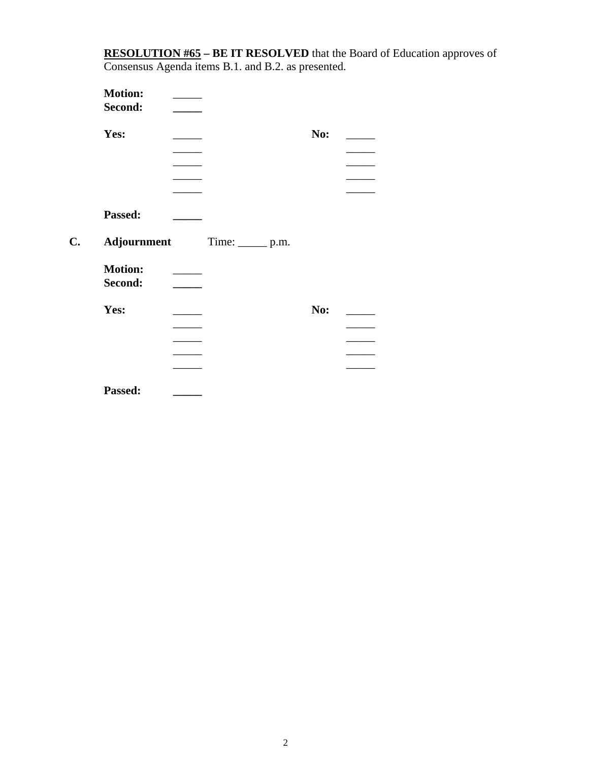**<u>RESOLUTION #65</u> – BE IT RESOLVED** that the Board of Education approves of Consensus Agenda items B.1. and B.2. as presented.

**Motion:** _____
**Second:** _____

| | | | |
|---|---|---|---|
| **Yes:** | _____ | **No:** | _____ |
| | _____ | | _____ |
| | _____ | | _____ |
| | _____ | | _____ |
| | _____ | | _____ |

**Passed:** _____

**C. Adjournment** Time: _____ p.m.

**Motion:** _____
**Second:** _____

| | | | |
|---|---|---|---|
| **Yes:** | _____ | **No:** | _____ |
| | _____ | | _____ |
| | _____ | | _____ |
| | _____ | | _____ |
| | _____ | | _____ |

**Passed:** _____